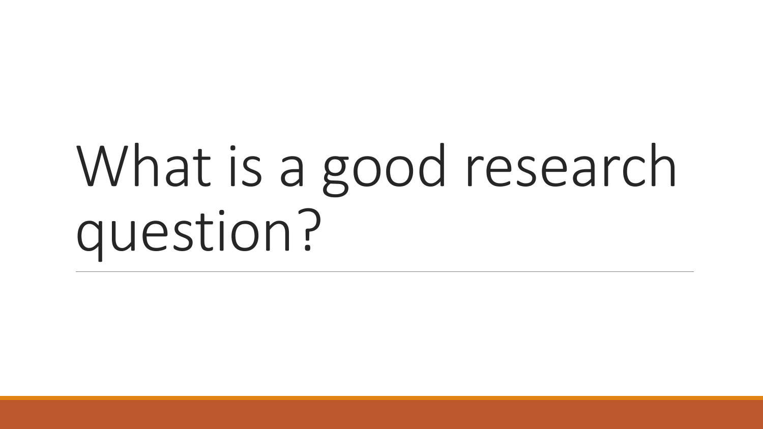# What is a good research question?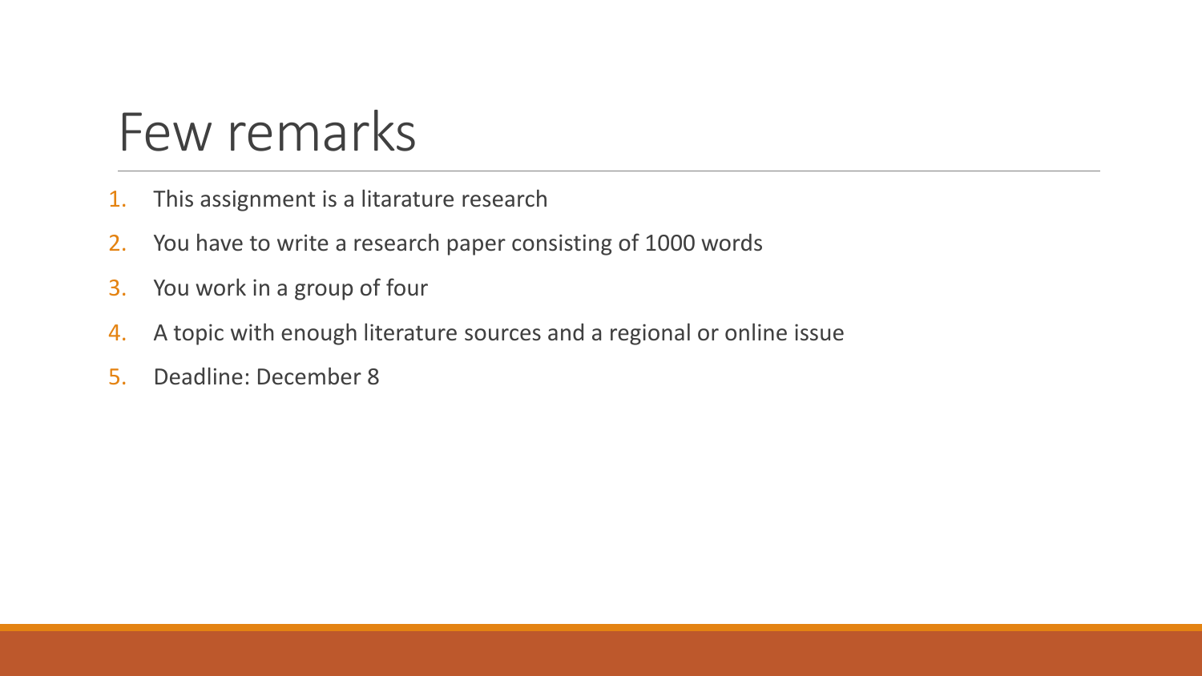# Few remarks

1. This assignment is a litarature research
2. You have to write a research paper consisting of 1000 words
3. You work in a group of four
4. A topic with enough literature sources and a regional or online issue
5. Deadline: December 8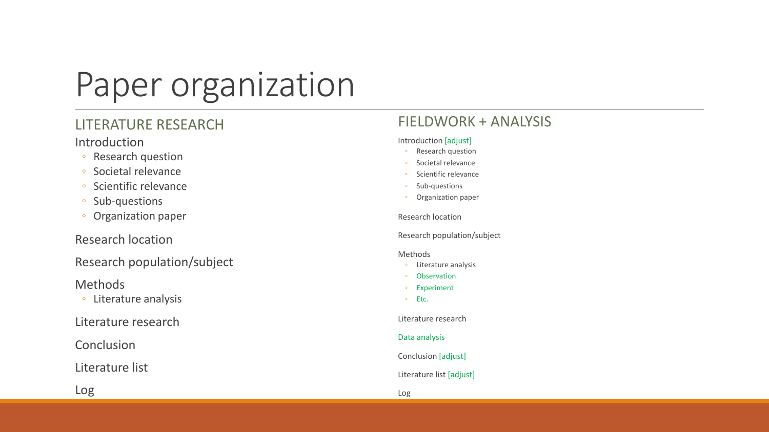# Paper organization

## LITERATURE RESEARCH

Introduction

- Research question
- Societal relevance
- Scientific relevance
- Sub-questions
- Organization paper

Research location

Research population/subject

Methods

- Literature analysis

Literature research

Conclusion

Literature list

Log

## FIELDWORK + ANALYSIS

Introduction [adjust]

- Research question
- Societal relevance
- Scientific relevance
- Sub-questions
- Organization paper

Research location

Research population/subject

Methods

- Literature analysis
- Observation
- Experiment
- Etc.

Literature research

Data analysis

Conclusion [adjust]

Literature list [adjust]

Log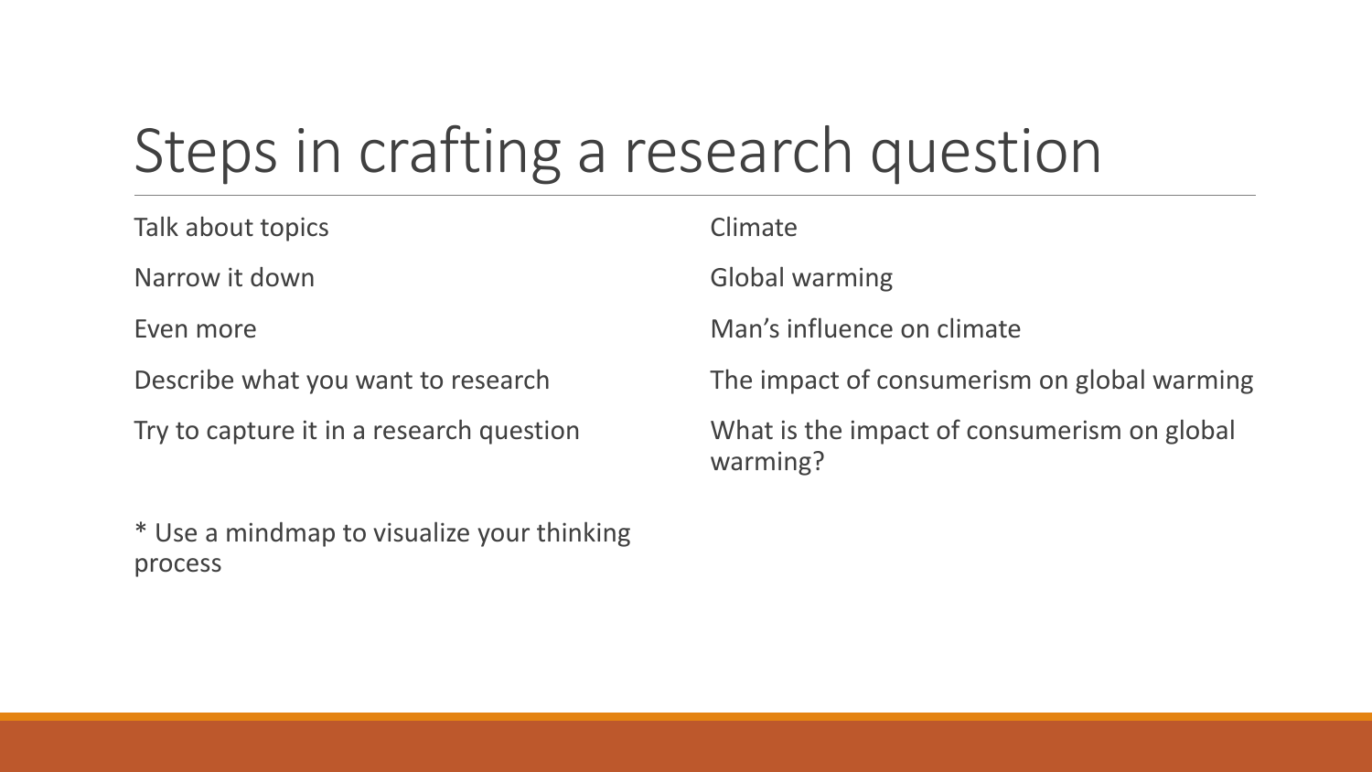# Steps in crafting a research question

| | |
|---|---|
| Talk about topics | Climate |
| Narrow it down | Global warming |
| Even more | Man's influence on climate |
| Describe what you want to research | The impact of consumerism on global warming |
| Try to capture it in a research question | What is the impact of consumerism on global warming? |

* Use a mindmap to visualize your thinking process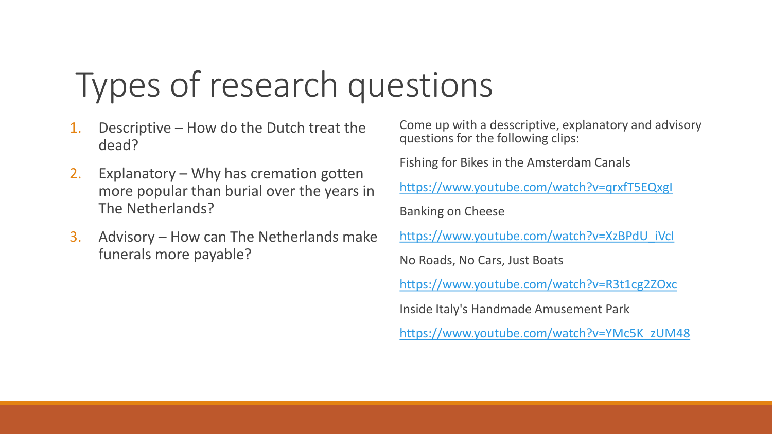# Types of research questions

1. Descriptive – How do the Dutch treat the dead?
2. Explanatory – Why has cremation gotten more popular than burial over the years in The Netherlands?
3. Advisory – How can The Netherlands make funerals more payable?

Come up with a desscriptive, explanatory and advisory questions for the following clips:

Fishing for Bikes in the Amsterdam Canals

https://www.youtube.com/watch?v=qrxfT5EQxgI

Banking on Cheese

https://www.youtube.com/watch?v=XzBPdU_iVcI

No Roads, No Cars, Just Boats

https://www.youtube.com/watch?v=R3t1cg2ZOxc

Inside Italy's Handmade Amusement Park

https://www.youtube.com/watch?v=YMc5K_zUM48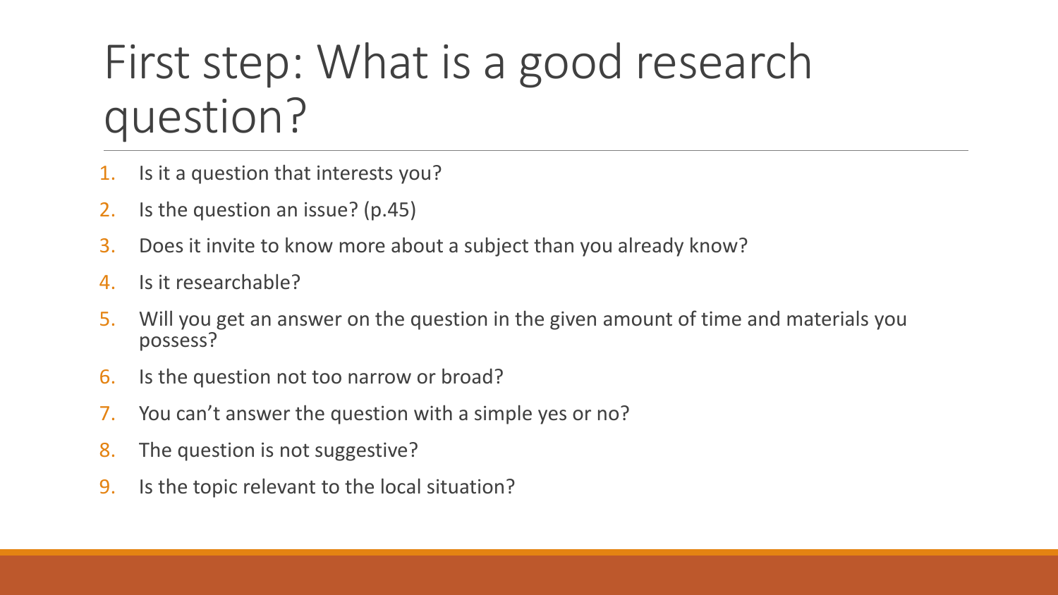# First step: What is a good research question?

1. Is it a question that interests you?
2. Is the question an issue? (p.45)
3. Does it invite to know more about a subject than you already know?
4. Is it researchable?
5. Will you get an answer on the question in the given amount of time and materials you possess?
6. Is the question not too narrow or broad?
7. You can't answer the question with a simple yes or no?
8. The question is not suggestive?
9. Is the topic relevant to the local situation?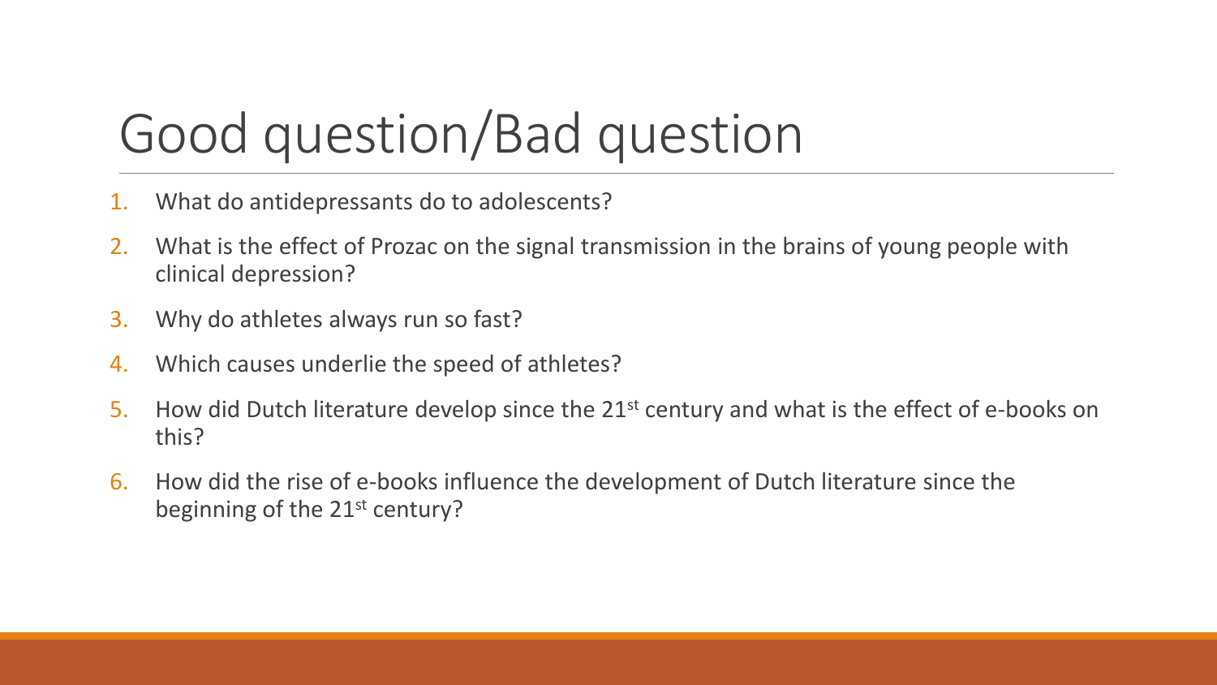# Good question/Bad question

1. What do antidepressants do to adolescents?
2. What is the effect of Prozac on the signal transmission in the brains of young people with clinical depression?
3. Why do athletes always run so fast?
4. Which causes underlie the speed of athletes?
5. How did Dutch literature develop since the 21st century and what is the effect of e-books on this?
6. How did the rise of e-books influence the development of Dutch literature since the beginning of the 21st century?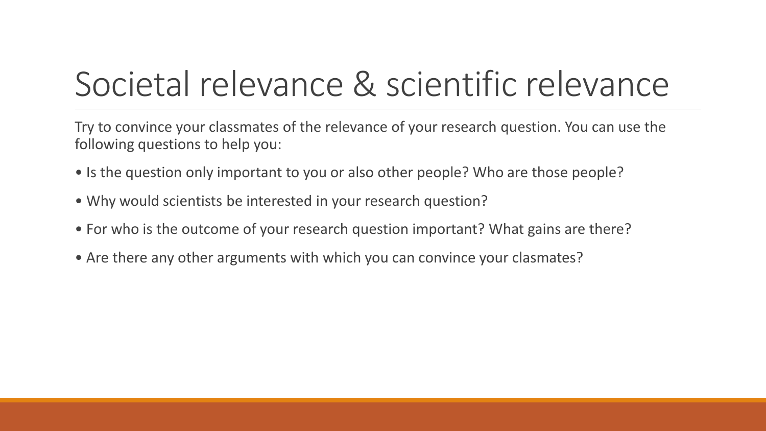# Societal relevance & scientific relevance

Try to convince your classmates of the relevance of your research question. You can use the following questions to help you:

- Is the question only important to you or also other people? Who are those people?
- Why would scientists be interested in your research question?
- For who is the outcome of your research question important? What gains are there?
- Are there any other arguments with which you can convince your clasmates?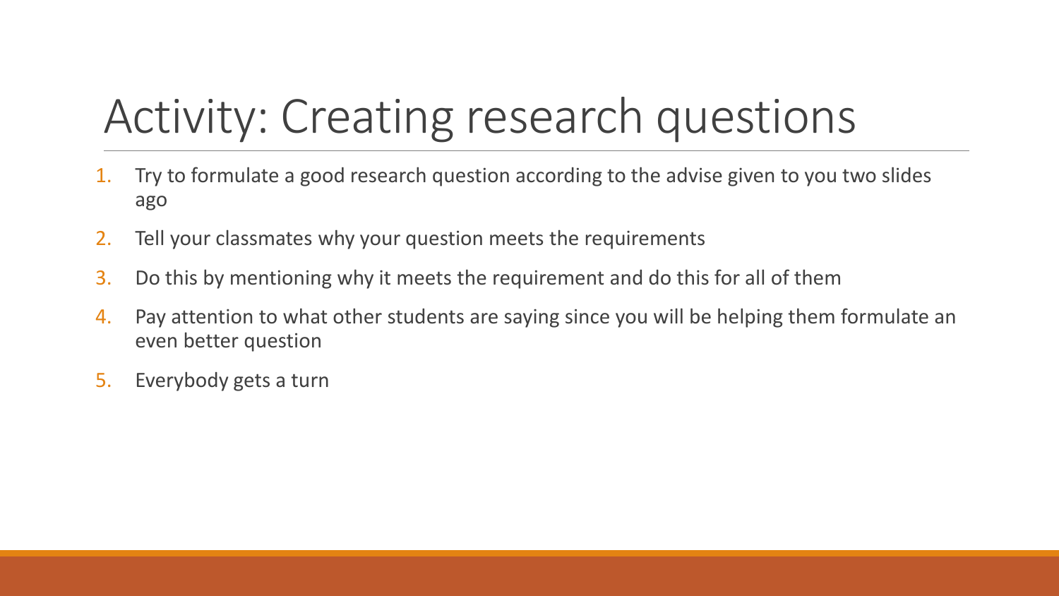# Activity: Creating research questions

1. Try to formulate a good research question according to the advise given to you two slides ago
2. Tell your classmates why your question meets the requirements
3. Do this by mentioning why it meets the requirement and do this for all of them
4. Pay attention to what other students are saying since you will be helping them formulate an even better question
5. Everybody gets a turn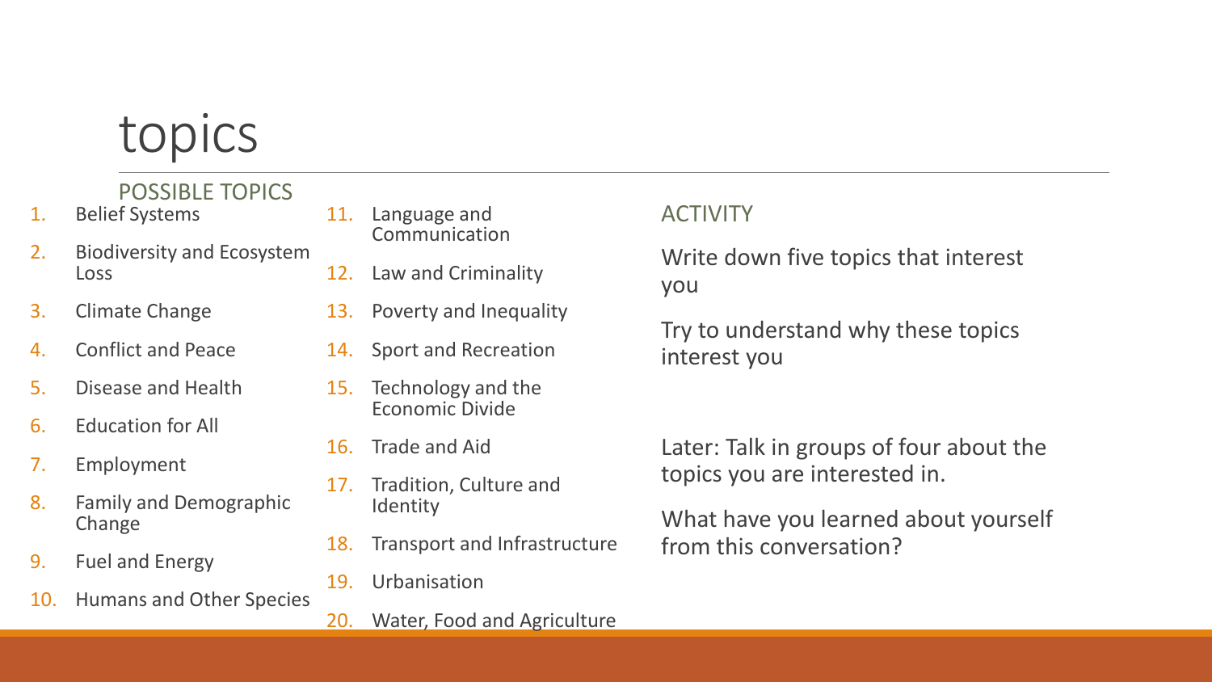# topics

## POSSIBLE TOPICS

1. Belief Systems
2. Biodiversity and Ecosystem Loss
3. Climate Change
4. Conflict and Peace
5. Disease and Health
6. Education for All
7. Employment
8. Family and Demographic Change
9. Fuel and Energy
10. Humans and Other Species
11. Language and Communication
12. Law and Criminality
13. Poverty and Inequality
14. Sport and Recreation
15. Technology and the Economic Divide
16. Trade and Aid
17. Tradition, Culture and Identity
18. Transport and Infrastructure
19. Urbanisation
20. Water, Food and Agriculture

## ACTIVITY

Write down five topics that interest you

Try to understand why these topics interest you

Later: Talk in groups of four about the topics you are interested in.

What have you learned about yourself from this conversation?